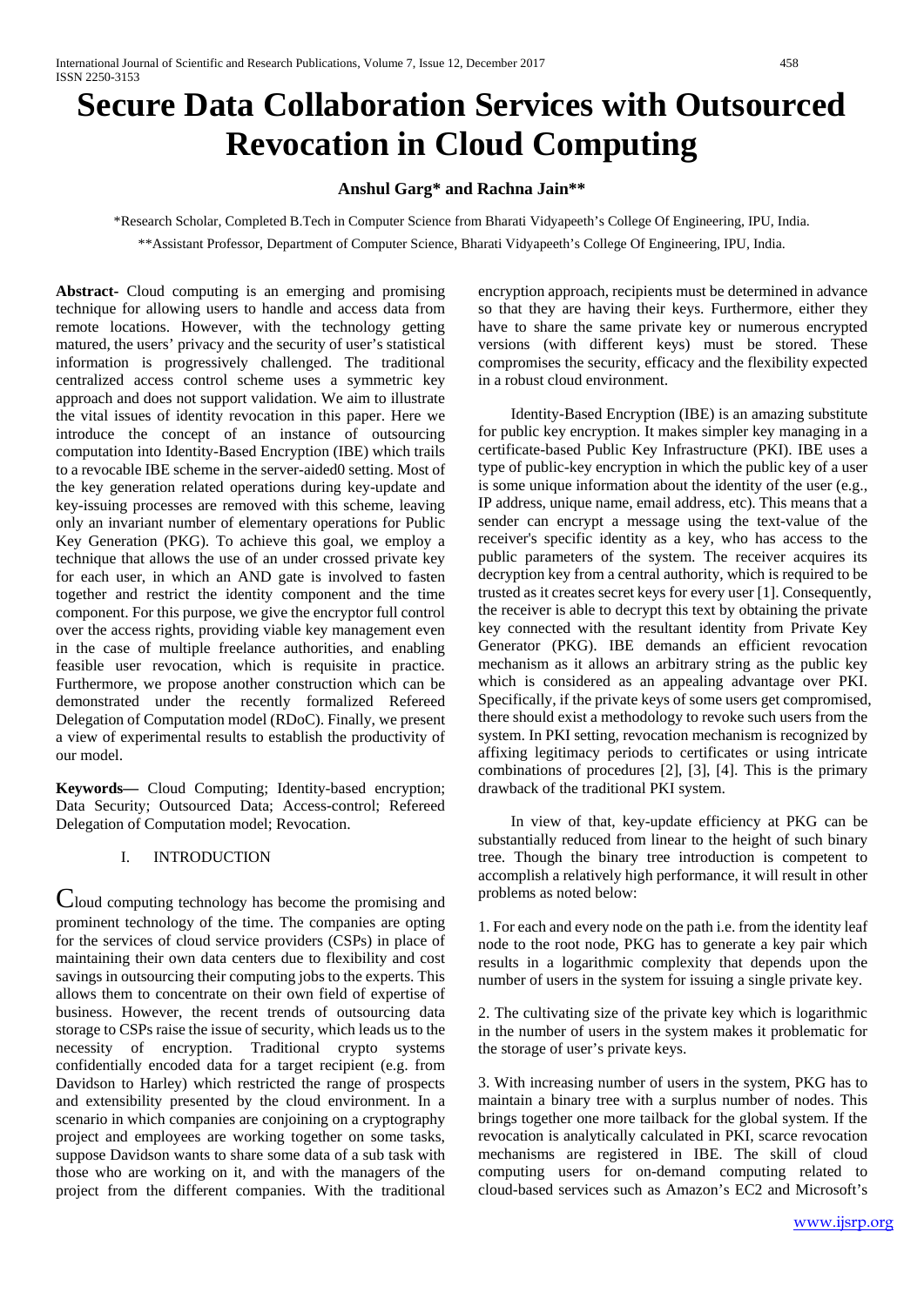# Secure Data Collaboration Services with Outsourced Revocation in Cloud Computing

**Anshul Garg\* and Rachna Jain\*\***

\*Research Scholar, Completed B.Tech in Computer Science from Bharati Vidyapeeth's College Of Engineering, IPU, India.

\*\*Assistant Professor, Department of Computer Science, Bharati Vidyapeeth's College Of Engineering, IPU, India.

**Abstract-** Cloud computing is an emerging and promising technique for allowing users to handle and access data from remote locations. However, with the technology getting matured, the users' privacy and the security of user's statistical information is progressively challenged. The traditional centralized access control scheme uses a symmetric key approach and does not support validation. We aim to illustrate the vital issues of identity revocation in this paper. Here we introduce the concept of an instance of outsourcing computation into Identity-Based Encryption (IBE) which trails to a revocable IBE scheme in the server-aided0 setting. Most of the key generation related operations during key-update and key-issuing processes are removed with this scheme, leaving only an invariant number of elementary operations for Public Key Generation (PKG). To achieve this goal, we employ a technique that allows the use of an under crossed private key for each user, in which an AND gate is involved to fasten together and restrict the identity component and the time component. For this purpose, we give the encryptor full control over the access rights, providing viable key management even in the case of multiple freelance authorities, and enabling feasible user revocation, which is requisite in practice. Furthermore, we propose another construction which can be demonstrated under the recently formalized Refereed Delegation of Computation model (RDoC). Finally, we present a view of experimental results to establish the productivity of our model.

**Keywords—** Cloud Computing; Identity-based encryption; Data Security; Outsourced Data; Access-control; Refereed Delegation of Computation model; Revocation.

## I. INTRODUCTION

Cloud computing technology has become the promising and prominent technology of the time. The companies are opting for the services of cloud service providers (CSPs) in place of maintaining their own data centers due to flexibility and cost savings in outsourcing their computing jobs to the experts. This allows them to concentrate on their own field of expertise of business. However, the recent trends of outsourcing data storage to CSPs raise the issue of security, which leads us to the necessity of encryption. Traditional crypto systems confidentially encoded data for a target recipient (e.g. from Davidson to Harley) which restricted the range of prospects and extensibility presented by the cloud environment. In a scenario in which companies are conjoining on a cryptography project and employees are working together on some tasks, suppose Davidson wants to share some data of a sub task with those who are working on it, and with the managers of the project from the different companies. With the traditional encryption approach, recipients must be determined in advance so that they are having their keys. Furthermore, either they have to share the same private key or numerous encrypted versions (with different keys) must be stored. This compromises the security, efficacy and the flexibility expected in a robust cloud environment.

Identity-Based Encryption (IBE) is an amazing substitute for public key encryption. It makes simpler key managing in a certificate-based Public Key Infrastructure (PKI). IBE uses a type of public-key encryption in which the public key of a user is some unique information about the identity of the user (e.g., IP address, unique name, email address, etc). This means that a sender can encrypt a message using the text-value of the receiver's specific identity as a key, who has access to the public parameters of the system. The receiver acquires its decryption key from a central authority, which is required to be trusted as it creates secret keys for every user [1]. Consequently, the receiver is able to decrypt this text by obtaining the private key connected with the resultant identity from Private Key Generator (PKG). IBE demands an efficient revocation mechanism as it allows an arbitrary string as the public key which is considered as an appealing advantage over PKI. Specifically, if the private keys of some users get compromised, there should exist a methodology to revoke such users from the system. In PKI setting, revocation mechanism is recognized by affixing legitimacy periods to certificates or using intricate combinations of procedures [2], [3], [4]. This is the primary drawback of the traditional PKI system.

In view of that, key-update efficiency at PKG can be substantially reduced from linear to the height of such binary tree. Though the binary tree introduction is competent to accomplish a relatively high performance, it will result in other problems as noted below:

1. For each and every node on the path i.e. from the identity leaf node to the root node, PKG has to generate a key pair which results in a logarithmic complexity that depends upon the number of users in the system for issuing a single private key.

2. The cultivating size of the private key which is logarithmic in the number of users in the system makes it problematic for the storage of user's private keys.

3. With increasing number of users in the system, PKG has to maintain a binary tree with a surplus number of nodes. This brings together one more tailback for the global system. If the revocation is analytically calculated in PKI, scarce revocation mechanisms are registered in IBE. The skill of cloud computing users for on-demand computing related to cloud-based services such as Amazon's EC2 and Microsoft's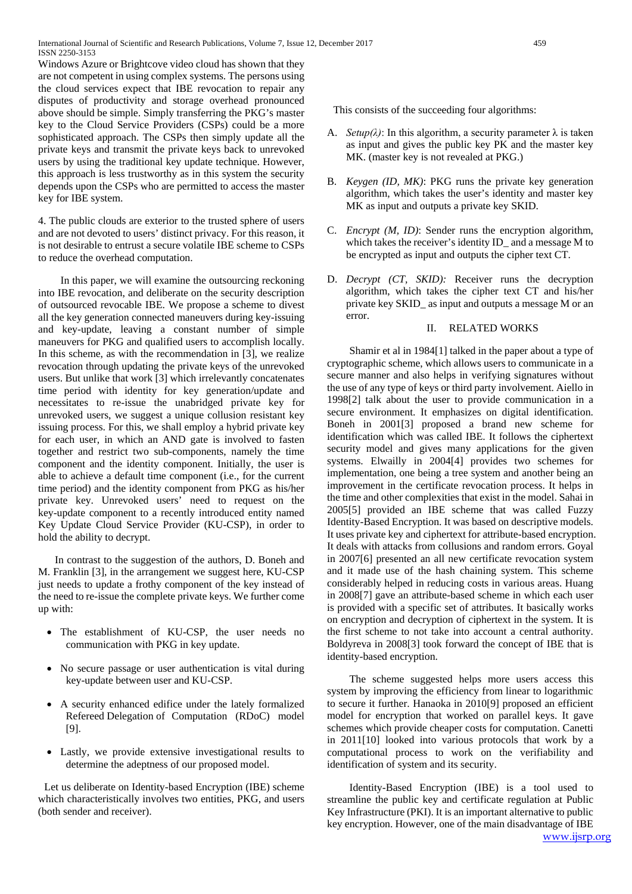Windows Azure or Brightcove video cloud has shown that they are not competent in using complex systems. The persons using the cloud services expect that IBE revocation to repair any disputes of productivity and storage overhead pronounced above should be simple. Simply transferring the PKG's master key to the Cloud Service Providers (CSPs) could be a more sophisticated approach. The CSPs then simply update all the private keys and transmit the private keys back to unrevoked users by using the traditional key update technique. However, this approach is less trustworthy as in this system the security depends upon the CSPs who are permitted to access the master key for IBE system.

4. The public clouds are exterior to the trusted sphere of users and are not devoted to users' distinct privacy. For this reason, it is not desirable to entrust a secure volatile IBE scheme to CSPs to reduce the overhead computation.

In this paper, we will examine the outsourcing reckoning into IBE revocation, and deliberate on the security description of outsourced revocable IBE. We propose a scheme to divest all the key generation connected maneuvers during key-issuing and key-update, leaving a constant number of simple maneuvers for PKG and qualified users to accomplish locally. In this scheme, as with the recommendation in [3], we realize revocation through updating the private keys of the unrevoked users. But unlike that work [3] which irrelevantly concatenates time period with identity for key generation/update and necessitates to re-issue the unabridged private key for unrevoked users, we suggest a unique collusion resistant key issuing process. For this, we shall employ a hybrid private key for each user, in which an AND gate is involved to fasten together and restrict two sub-components, namely the time component and the identity component. Initially, the user is able to achieve a default time component (i.e., for the current time period) and the identity component from PKG as his/her private key. Unrevoked users' need to request on the key-update component to a recently introduced entity named Key Update Cloud Service Provider (KU-CSP), in order to hold the ability to decrypt.

In contrast to the suggestion of the authors, D. Boneh and M. Franklin [3], in the arrangement we suggest here, KU-CSP just needs to update a frothy component of the key instead of the need to re-issue the complete private keys. We further come up with:

- The establishment of KU-CSP, the user needs no communication with PKG in key update.
- No secure passage or user authentication is vital during key-update between user and KU-CSP.
- A security enhanced edifice under the lately formalized Refereed Delegation of Computation (RDoC) model [9].
- Lastly, we provide extensive investigational results to determine the adeptness of our proposed model.

Let us deliberate on Identity-based Encryption (IBE) scheme which characteristically involves two entities, PKG, and users (both sender and receiver).

This consists of the succeeding four algorithms:

A. *Setup(λ)*: In this algorithm, a security parameter λ is taken as input and gives the public key PK and the master key MK. (master key is not revealed at PKG.)

B. *Keygen (ID, MK)*: PKG runs the private key generation algorithm, which takes the user's identity and master key MK as input and outputs a private key SKID.

C. *Encrypt (M, ID)*: Sender runs the encryption algorithm, which takes the receiver's identity ID_ and a message M to be encrypted as input and outputs the cipher text CT.

D. *Decrypt (CT, SKID):* Receiver runs the decryption algorithm, which takes the cipher text CT and his/her private key SKID_ as input and outputs a message M or an error.

## II. RELATED WORKS

Shamir et al in 1984[1] talked in the paper about a type of cryptographic scheme, which allows users to communicate in a secure manner and also helps in verifying signatures without the use of any type of keys or third party involvement. Aiello in 1998[2] talk about the user to provide communication in a secure environment. It emphasizes on digital identification. Boneh in 2001[3] proposed a brand new scheme for identification which was called IBE. It follows the ciphertext security model and gives many applications for the given systems. Elwailly in 2004[4] provides two schemes for implementation, one being a tree system and another being an improvement in the certificate revocation process. It helps in the time and other complexities that exist in the model. Sahai in 2005[5] provided an IBE scheme that was called Fuzzy Identity-Based Encryption. It was based on descriptive models. It uses private key and ciphertext for attribute-based encryption. It deals with attacks from collusions and random errors. Goyal in 2007[6] presented an all new certificate revocation system and it made use of the hash chaining system. This scheme considerably helped in reducing costs in various areas. Huang in 2008[7] gave an attribute-based scheme in which each user is provided with a specific set of attributes. It basically works on encryption and decryption of ciphertext in the system. It is the first scheme to not take into account a central authority. Boldyreva in 2008[3] took forward the concept of IBE that is identity-based encryption.

The scheme suggested helps more users access this system by improving the efficiency from linear to logarithmic to secure it further. Hanaoka in 2010[9] proposed an efficient model for encryption that worked on parallel keys. It gave schemes which provide cheaper costs for computation. Canetti in 2011[10] looked into various protocols that work by a computational process to work on the verifiability and identification of system and its security.

Identity-Based Encryption (IBE) is a tool used to streamline the public key and certificate regulation at Public Key Infrastructure (PKI). It is an important alternative to public key encryption. However, one of the main disadvantage of IBE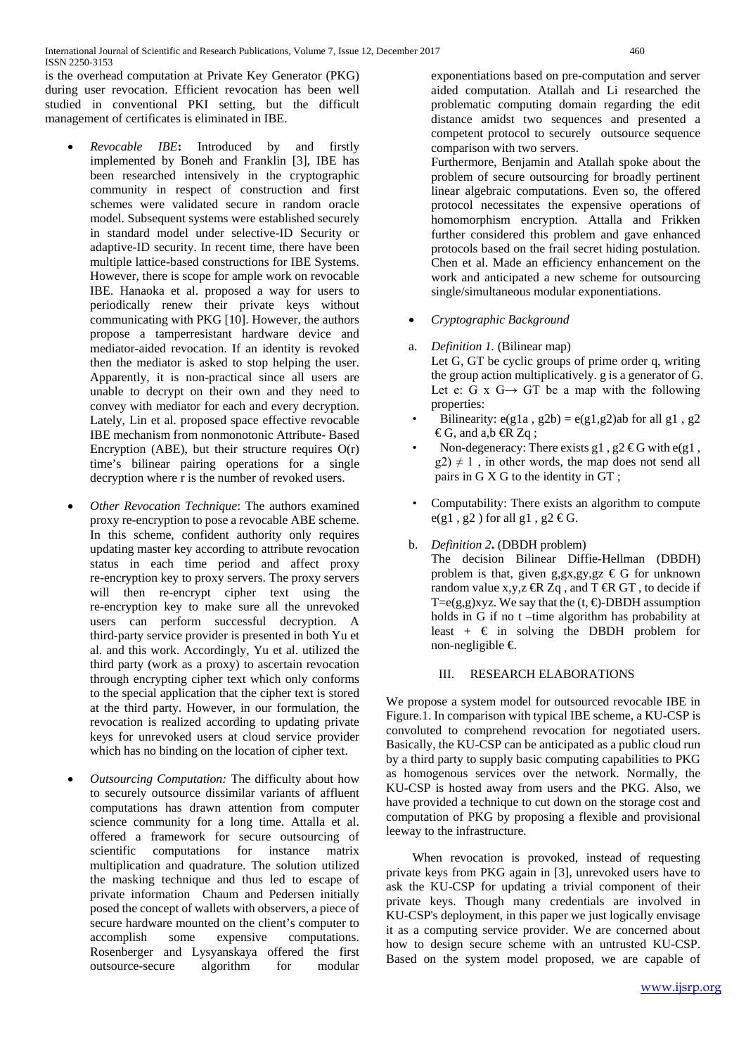is the overhead computation at Private Key Generator (PKG) during user revocation. Efficient revocation has been well studied in conventional PKI setting, but the difficult management of certificates is eliminated in IBE.

- *Revocable IBE*: Introduced by and firstly implemented by Boneh and Franklin [3], IBE has been researched intensively in the cryptographic community in respect of construction and first schemes were validated secure in random oracle model. Subsequent systems were established securely in standard model under selective-ID Security or adaptive-ID security. In recent time, there have been multiple lattice-based constructions for IBE Systems. However, there is scope for ample work on revocable IBE. Hanaoka et al. proposed a way for users to periodically renew their private keys without communicating with PKG [10]. However, the authors propose a tamperresistant hardware device and mediator-aided revocation. If an identity is revoked then the mediator is asked to stop helping the user. Apparently, it is non-practical since all users are unable to decrypt on their own and they need to convey with mediator for each and every decryption. Lately, Lin et al. proposed space effective revocable IBE mechanism from nonmonotonic Attribute- Based Encryption (ABE), but their structure requires O(r) time's bilinear pairing operations for a single decryption where r is the number of revoked users.

- *Other Revocation Technique*: The authors examined proxy re-encryption to pose a revocable ABE scheme. In this scheme, confident authority only requires updating master key according to attribute revocation status in each time period and affect proxy re-encryption key to proxy servers. The proxy servers will then re-encrypt cipher text using the re-encryption key to make sure all the unrevoked users can perform successful decryption. A third-party service provider is presented in both Yu et al. and this work. Accordingly, Yu et al. utilized the third party (work as a proxy) to ascertain revocation through encrypting cipher text which only conforms to the special application that the cipher text is stored at the third party. However, in our formulation, the revocation is realized according to updating private keys for unrevoked users at cloud service provider which has no binding on the location of cipher text.

- *Outsourcing Computation:* The difficulty about how to securely outsource dissimilar variants of affluent computations has drawn attention from computer science community for a long time. Attalla et al. offered a framework for secure outsourcing of scientific computations for instance matrix multiplication and quadrature. The solution utilized the masking technique and thus led to escape of private information Chaum and Pedersen initially posed the concept of wallets with observers, a piece of secure hardware mounted on the client's computer to accomplish some expensive computations. Rosenberger and Lysyanskaya offered the first outsource-secure algorithm for modular exponentiations based on pre-computation and server aided computation. Atallah and Li researched the problematic computing domain regarding the edit distance amidst two sequences and presented a competent protocol to securely outsource sequence comparison with two servers.

  Furthermore, Benjamin and Atallah spoke about the problem of secure outsourcing for broadly pertinent linear algebraic computations. Even so, the offered protocol necessitates the expensive operations of homomorphism encryption. Attalla and Frikken further considered this problem and gave enhanced protocols based on the frail secret hiding postulation. Chen et al. Made an efficiency enhancement on the work and anticipated a new scheme for outsourcing single/simultaneous modular exponentiations.

- *Cryptographic Background*

a. *Definition 1.* (Bilinear map)
Let G, GT be cyclic groups of prime order q, writing the group action multiplicatively. g is a generator of G. Let e: G x G→ GT be a map with the following properties:

- Bilinearity: $e(g1^a, g2^b) = e(g1,g2)^{ab}$ for all g1 , g2 € G, and a,b €R Zq ;
- Non-degeneracy: There exists g1 , g2 € G with e(g1 , g2) ≠ 1 , in other words, the map does not send all pairs in G X G to the identity in GT ;
- Computability: There exists an algorithm to compute e(g1 , g2 ) for all g1 , g2 € G.

b. *Definition 2***.** (DBDH problem)
The decision Bilinear Diffie-Hellman (DBDH) problem is that, given $g, g^x, g^y, g^z$ € G for unknown random value x,y,z €R Zq , and T €R GT , to decide if $T=e(g,g)^{xyz}$. We say that the (t, €)-DBDH assumption holds in G if no t –time algorithm has probability at least + € in solving the DBDH problem for non-negligible €.

## III. RESEARCH ELABORATIONS

We propose a system model for outsourced revocable IBE in Figure.1. In comparison with typical IBE scheme, a KU-CSP is convoluted to comprehend revocation for negotiated users. Basically, the KU-CSP can be anticipated as a public cloud run by a third party to supply basic computing capabilities to PKG as homogenous services over the network. Normally, the KU-CSP is hosted away from users and the PKG. Also, we have provided a technique to cut down on the storage cost and computation of PKG by proposing a flexible and provisional leeway to the infrastructure.

When revocation is provoked, instead of requesting private keys from PKG again in [3], unrevoked users have to ask the KU-CSP for updating a trivial component of their private keys. Though many credentials are involved in KU-CSP's deployment, in this paper we just logically envisage it as a computing service provider. We are concerned about how to design secure scheme with an untrusted KU-CSP. Based on the system model proposed, we are capable of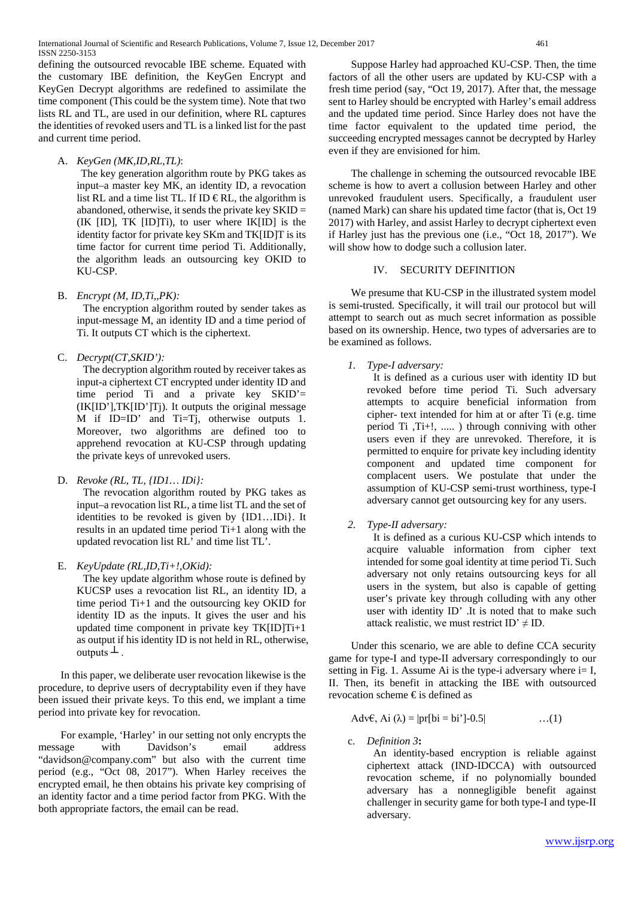defining the outsourced revocable IBE scheme. Equated with the customary IBE definition, the KeyGen Encrypt and KeyGen Decrypt algorithms are redefined to assimilate the time component (This could be the system time). Note that two lists RL and TL, are used in our definition, where RL captures the identities of revoked users and TL is a linked list for the past and current time period.

A. *KeyGen (MK,ID,RL,TL)*:

The key generation algorithm route by PKG takes as input–a master key MK, an identity ID, a revocation list RL and a time list TL. If ID € RL, the algorithm is abandoned, otherwise, it sends the private key SKID = (IK [ID], TK [ID]Ti), to user where IK[ID] is the identity factor for private key SKm and TK[ID]T is its time factor for current time period Ti. Additionally, the algorithm leads an outsourcing key OKID to KU-CSP.

B. *Encrypt (M, ID,Ti,,PK):*

The encryption algorithm routed by sender takes as input-message M, an identity ID and a time period of Ti. It outputs CT which is the ciphertext.

C. *Decrypt(CT,SKID'):*

The decryption algorithm routed by receiver takes as input-a ciphertext CT encrypted under identity ID and time period Ti and a private key SKID'= (IK[ID'],TK[ID']Tj). It outputs the original message M if ID=ID' and Ti=Tj, otherwise outputs 1. Moreover, two algorithms are defined too to apprehend revocation at KU-CSP through updating the private keys of unrevoked users.

D. *Revoke (RL, TL, {ID1… IDi}:*

The revocation algorithm routed by PKG takes as input–a revocation list RL, a time list TL and the set of identities to be revoked is given by {ID1…IDi}. It results in an updated time period Ti+1 along with the updated revocation list RL' and time list TL'.

E. *KeyUpdate (RL,ID,Ti+!,OKid):*

The key update algorithm whose route is defined by KUCSP uses a revocation list RL, an identity ID, a time period Ti+1 and the outsourcing key OKID for identity ID as the inputs. It gives the user and his updated time component in private key TK[ID]Ti+1 as output if his identity ID is not held in RL, otherwise, outputs $\perp$.

In this paper, we deliberate user revocation likewise is the procedure, to deprive users of decryptability even if they have been issued their private keys. To this end, we implant a time period into private key for revocation.

For example, 'Harley' in our setting not only encrypts the message with Davidson's email address "davidson@company.com" but also with the current time period (e.g., "Oct 08, 2017"). When Harley receives the encrypted email, he then obtains his private key comprising of an identity factor and a time period factor from PKG. With the both appropriate factors, the email can be read.

Suppose Harley had approached KU-CSP. Then, the time factors of all the other users are updated by KU-CSP with a fresh time period (say, "Oct 19, 2017). After that, the message sent to Harley should be encrypted with Harley's email address and the updated time period. Since Harley does not have the time factor equivalent to the updated time period, the succeeding encrypted messages cannot be decrypted by Harley even if they are envisioned for him.

The challenge in scheming the outsourced revocable IBE scheme is how to avert a collusion between Harley and other unrevoked fraudulent users. Specifically, a fraudulent user (named Mark) can share his updated time factor (that is, Oct 19 2017) with Harley, and assist Harley to decrypt ciphertext even if Harley just has the previous one (i.e., "Oct 18, 2017"). We will show how to dodge such a collusion later.

## IV. SECURITY DEFINITION

We presume that KU-CSP in the illustrated system model is semi-trusted. Specifically, it will trail our protocol but will attempt to search out as much secret information as possible based on its ownership. Hence, two types of adversaries are to be examined as follows.

1. *Type-I adversary:*

It is defined as a curious user with identity ID but revoked before time period Ti. Such adversary attempts to acquire beneficial information from cipher- text intended for him at or after Ti (e.g. time period Ti ,Ti+!, ..... ) through conniving with other users even if they are unrevoked. Therefore, it is permitted to enquire for private key including identity component and updated time component for complacent users. We postulate that under the assumption of KU-CSP semi-trust worthiness, type-I adversary cannot get outsourcing key for any users.

2. *Type-II adversary:*

It is defined as a curious KU-CSP which intends to acquire valuable information from cipher text intended for some goal identity at time period Ti. Such adversary not only retains outsourcing keys for all users in the system, but also is capable of getting user's private key through colluding with any other user with identity ID' .It is noted that to make such attack realistic, we must restrict ID' $\neq$ ID.

Under this scenario, we are able to define CCA security game for type-I and type-II adversary correspondingly to our setting in Fig. 1. Assume Ai is the type-i adversary where i= I, II. Then, its benefit in attacking the IBE with outsourced revocation scheme € is defined as

$$\text{Adv€, Ai } (\lambda) = |\text{pr}[bi = bi'] - 0.5| \qquad \ldots(1)$$

c. *Definition 3***:**

An identity-based encryption is reliable against ciphertext attack (IND-IDCCA) with outsourced revocation scheme, if no polynomially bounded adversary has a nonnegligible benefit against challenger in security game for both type-I and type-II adversary.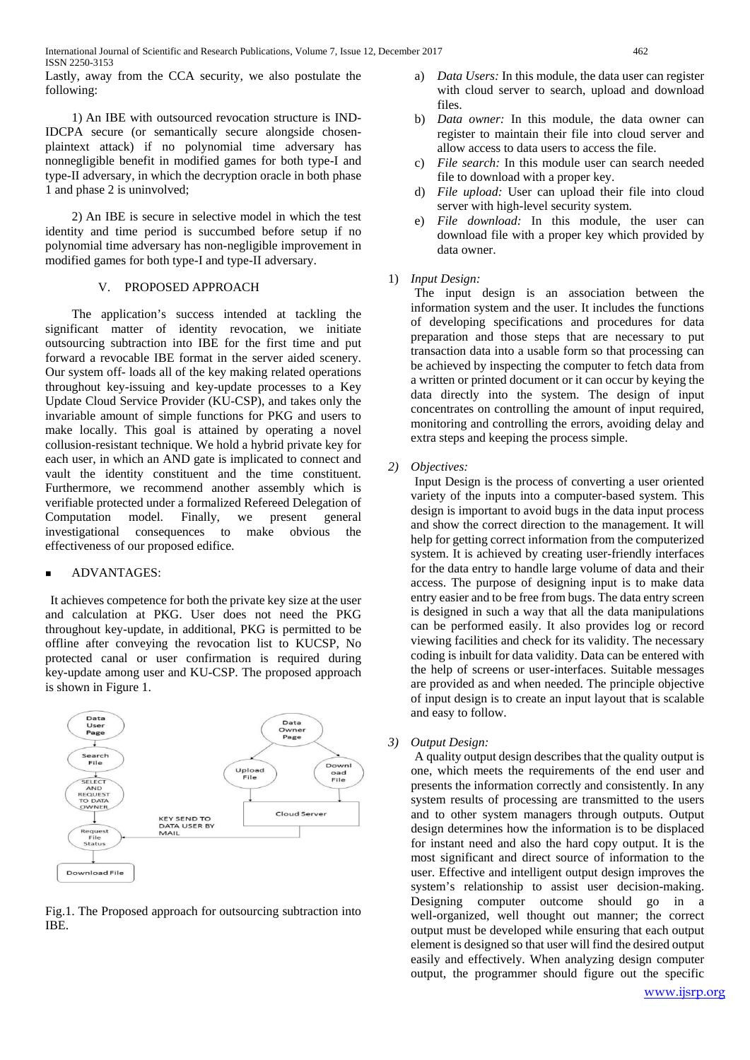Lastly, away from the CCA security, we also postulate the following:

1) An IBE with outsourced revocation structure is IND-IDCPA secure (or semantically secure alongside chosen-plaintext attack) if no polynomial time adversary has nonnegligible benefit in modified games for both type-I and type-II adversary, in which the decryption oracle in both phase 1 and phase 2 is uninvolved;

2) An IBE is secure in selective model in which the test identity and time period is succumbed before setup if no polynomial time adversary has non-negligible improvement in modified games for both type-I and type-II adversary.

## V. PROPOSED APPROACH

The application's success intended at tackling the significant matter of identity revocation, we initiate outsourcing subtraction into IBE for the first time and put forward a revocable IBE format in the server aided scenery. Our system off- loads all of the key making related operations throughout key-issuing and key-update processes to a Key Update Cloud Service Provider (KU-CSP), and takes only the invariable amount of simple functions for PKG and users to make locally. This goal is attained by operating a novel collusion-resistant technique. We hold a hybrid private key for each user, in which an AND gate is implicated to connect and vault the identity constituent and the time constituent. Furthermore, we recommend another assembly which is verifiable protected under a formalized Refereed Delegation of Computation model. Finally, we present general investigational consequences to make obvious the effectiveness of our proposed edifice.

- ADVANTAGES:

It achieves competence for both the private key size at the user and calculation at PKG. User does not need the PKG throughout key-update, in additional, PKG is permitted to be offline after conveying the revocation list to KUCSP, No protected canal or user confirmation is required during key-update among user and KU-CSP. The proposed approach is shown in Figure 1.

Fig.1. The Proposed approach for outsourcing subtraction into IBE.

a) *Data Users:* In this module, the data user can register with cloud server to search, upload and download files.

b) *Data owner:* In this module, the data owner can register to maintain their file into cloud server and allow access to data users to access the file.

c) *File search:* In this module user can search needed file to download with a proper key.

d) *File upload:* User can upload their file into cloud server with high-level security system.

e) *File download:* In this module, the user can download file with a proper key which provided by data owner.

1) *Input Design:*

The input design is an association between the information system and the user. It includes the functions of developing specifications and procedures for data preparation and those steps that are necessary to put transaction data into a usable form so that processing can be achieved by inspecting the computer to fetch data from a written or printed document or it can occur by keying the data directly into the system. The design of input concentrates on controlling the amount of input required, monitoring and controlling the errors, avoiding delay and extra steps and keeping the process simple.

2) *Objectives:*

Input Design is the process of converting a user oriented variety of the inputs into a computer-based system. This design is important to avoid bugs in the data input process and show the correct direction to the management. It will help for getting correct information from the computerized system. It is achieved by creating user-friendly interfaces for the data entry to handle large volume of data and their access. The purpose of designing input is to make data entry easier and to be free from bugs. The data entry screen is designed in such a way that all the data manipulations can be performed easily. It also provides log or record viewing facilities and check for its validity. The necessary coding is inbuilt for data validity. Data can be entered with the help of screens or user-interfaces. Suitable messages are provided as and when needed. The principle objective of input design is to create an input layout that is scalable and easy to follow.

3) *Output Design:*

A quality output design describes that the quality output is one, which meets the requirements of the end user and presents the information correctly and consistently. In any system results of processing are transmitted to the users and to other system managers through outputs. Output design determines how the information is to be displaced for instant need and also the hard copy output. It is the most significant and direct source of information to the user. Effective and intelligent output design improves the system's relationship to assist user decision-making. Designing computer outcome should go in a well-organized, well thought out manner; the correct output must be developed while ensuring that each output element is designed so that user will find the desired output easily and effectively. When analyzing design computer output, the programmer should figure out the specific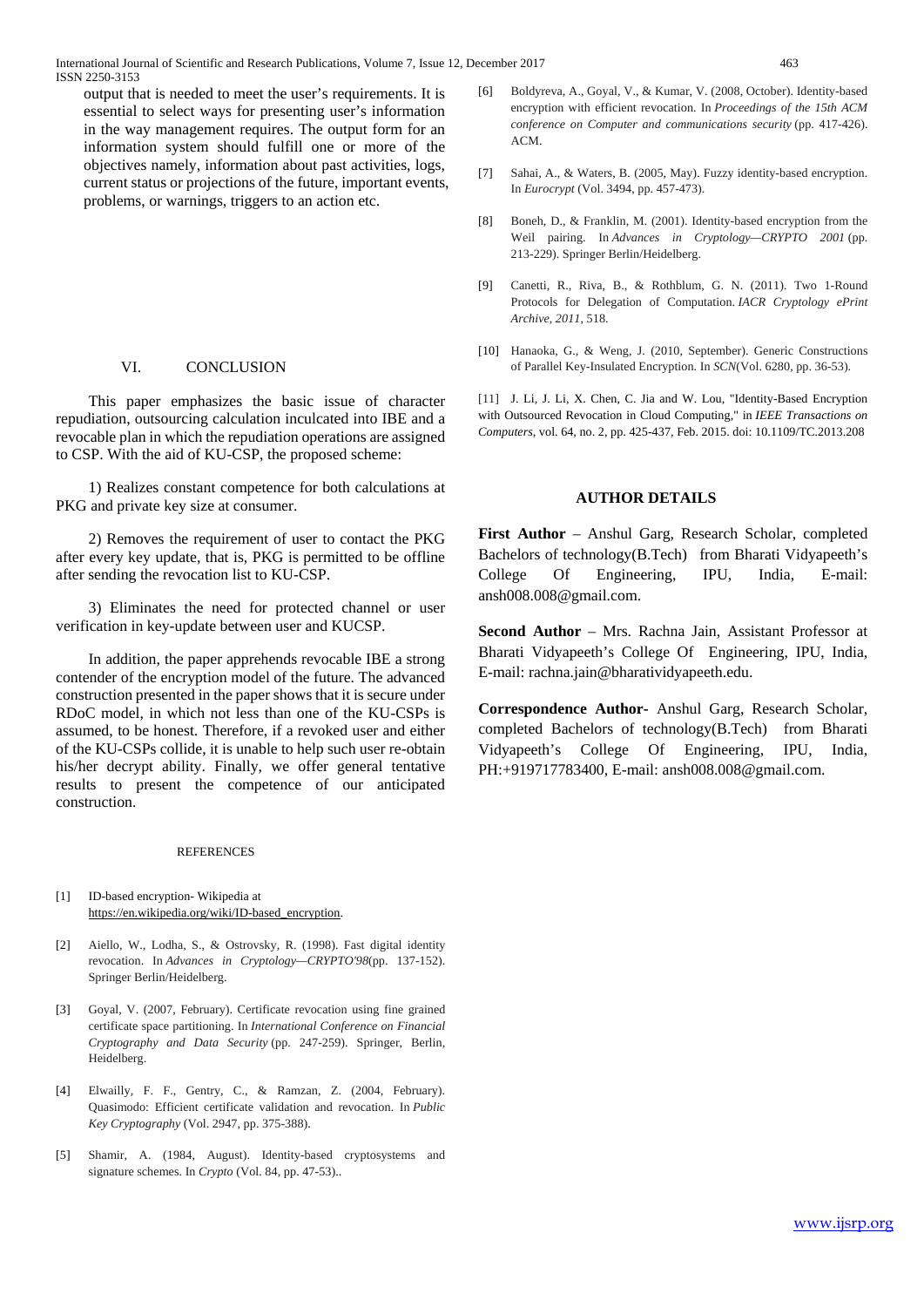output that is needed to meet the user's requirements. It is essential to select ways for presenting user's information in the way management requires. The output form for an information system should fulfill one or more of the objectives namely, information about past activities, logs, current status or projections of the future, important events, problems, or warnings, triggers to an action etc.

## VI. CONCLUSION

This paper emphasizes the basic issue of character repudiation, outsourcing calculation inculcated into IBE and a revocable plan in which the repudiation operations are assigned to CSP. With the aid of KU-CSP, the proposed scheme:

1) Realizes constant competence for both calculations at PKG and private key size at consumer.

2) Removes the requirement of user to contact the PKG after every key update, that is, PKG is permitted to be offline after sending the revocation list to KU-CSP.

3) Eliminates the need for protected channel or user verification in key-update between user and KUCSP.

In addition, the paper apprehends revocable IBE a strong contender of the encryption model of the future. The advanced construction presented in the paper shows that it is secure under RDoC model, in which not less than one of the KU-CSPs is assumed, to be honest. Therefore, if a revoked user and either of the KU-CSPs collide, it is unable to help such user re-obtain his/her decrypt ability. Finally, we offer general tentative results to present the competence of our anticipated construction.

## REFERENCES

[1] ID-based encryption- Wikipedia at https://en.wikipedia.org/wiki/ID-based_encryption.

[2] Aiello, W., Lodha, S., & Ostrovsky, R. (1998). Fast digital identity revocation. In *Advances in Cryptology—CRYPTO'98*(pp. 137-152). Springer Berlin/Heidelberg.

[3] Goyal, V. (2007, February). Certificate revocation using fine grained certificate space partitioning. In *International Conference on Financial Cryptography and Data Security* (pp. 247-259). Springer, Berlin, Heidelberg.

[4] Elwailly, F. F., Gentry, C., & Ramzan, Z. (2004, February). Quasimodo: Efficient certificate validation and revocation. In *Public Key Cryptography* (Vol. 2947, pp. 375-388).

[5] Shamir, A. (1984, August). Identity-based cryptosystems and signature schemes. In *Crypto* (Vol. 84, pp. 47-53)..

[6] Boldyreva, A., Goyal, V., & Kumar, V. (2008, October). Identity-based encryption with efficient revocation. In *Proceedings of the 15th ACM conference on Computer and communications security* (pp. 417-426). ACM.

[7] Sahai, A., & Waters, B. (2005, May). Fuzzy identity-based encryption. In *Eurocrypt* (Vol. 3494, pp. 457-473).

[8] Boneh, D., & Franklin, M. (2001). Identity-based encryption from the Weil pairing. In *Advances in Cryptology—CRYPTO 2001* (pp. 213-229). Springer Berlin/Heidelberg.

[9] Canetti, R., Riva, B., & Rothblum, G. N. (2011). Two 1-Round Protocols for Delegation of Computation. *IACR Cryptology ePrint Archive, 2011*, 518.

[10] Hanaoka, G., & Weng, J. (2010, September). Generic Constructions of Parallel Key-Insulated Encryption. In *SCN*(Vol. 6280, pp. 36-53).

[11] J. Li, J. Li, X. Chen, C. Jia and W. Lou, "Identity-Based Encryption with Outsourced Revocation in Cloud Computing," in *IEEE Transactions on Computers*, vol. 64, no. 2, pp. 425-437, Feb. 2015. doi: 10.1109/TC.2013.208

## AUTHOR DETAILS

**First Author** – Anshul Garg, Research Scholar, completed Bachelors of technology(B.Tech) from Bharati Vidyapeeth's College Of Engineering, IPU, India, E-mail: ansh008.008@gmail.com.

**Second Author** – Mrs. Rachna Jain, Assistant Professor at Bharati Vidyapeeth's College Of Engineering, IPU, India, E-mail: rachna.jain@bharatividyapeeth.edu.

**Correspondence Author-** Anshul Garg, Research Scholar, completed Bachelors of technology(B.Tech) from Bharati Vidyapeeth's College Of Engineering, IPU, India, PH:+919717783400, E-mail: ansh008.008@gmail.com.